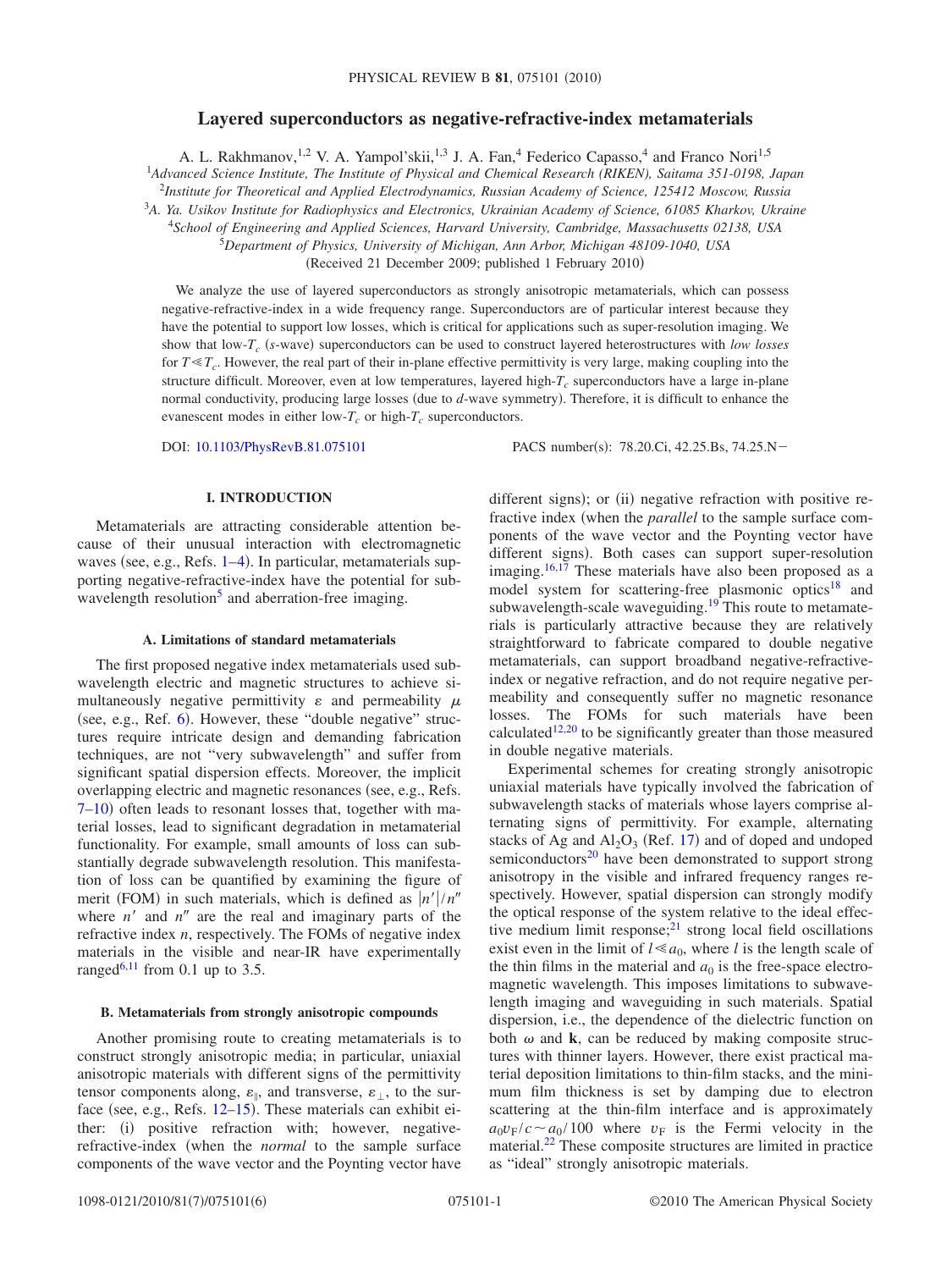# Layered superconductors as negative-refractive-index metamaterials

A. L. Rakhmanov,[1,2] V. A. Yampol'skii,[1,3] J. A. Fan,[4] Federico Capasso,[4] and Franco Nori[1,5]

[1]*Advanced Science Institute, The Institute of Physical and Chemical Research (RIKEN), Saitama 351-0198, Japan*
[2]*Institute for Theoretical and Applied Electrodynamics, Russian Academy of Science, 125412 Moscow, Russia*
[3]*A. Ya. Usikov Institute for Radiophysics and Electronics, Ukrainian Academy of Science, 61085 Kharkov, Ukraine*
[4]*School of Engineering and Applied Sciences, Harvard University, Cambridge, Massachusetts 02138, USA*
[5]*Department of Physics, University of Michigan, Ann Arbor, Michigan 48109-1040, USA*

(Received 21 December 2009; published 1 February 2010)

We analyze the use of layered superconductors as strongly anisotropic metamaterials, which can possess negative-refractive-index in a wide frequency range. Superconductors are of particular interest because they have the potential to support low losses, which is critical for applications such as super-resolution imaging. We show that low-$T_c$ ($s$-wave) superconductors can be used to construct layered heterostructures with *low losses* for $T \ll T_c$. However, the real part of their in-plane effective permittivity is very large, making coupling into the structure difficult. Moreover, even at low temperatures, layered high-$T_c$ superconductors have a large in-plane normal conductivity, producing large losses (due to $d$-wave symmetry). Therefore, it is difficult to enhance the evanescent modes in either low-$T_c$ or high-$T_c$ superconductors.

DOI: 10.1103/PhysRevB.81.075101 PACS number(s): 78.20.Ci, 42.25.Bs, 74.25.N−

## I. INTRODUCTION

Metamaterials are attracting considerable attention because of their unusual interaction with electromagnetic waves (see, e.g., Refs. 1–4). In particular, metamaterials supporting negative-refractive-index have the potential for subwavelength resolution[5] and aberration-free imaging.

### A. Limitations of standard metamaterials

The first proposed negative index metamaterials used subwavelength electric and magnetic structures to achieve simultaneously negative permittivity $\varepsilon$ and permeability $\mu$ (see, e.g., Ref. 6). However, these "double negative" structures require intricate design and demanding fabrication techniques, are not "very subwavelength" and suffer from significant spatial dispersion effects. Moreover, the implicit overlapping electric and magnetic resonances (see, e.g., Refs. 7–10) often leads to resonant losses that, together with material losses, lead to significant degradation in metamaterial functionality. For example, small amounts of loss can substantially degrade subwavelength resolution. This manifestation of loss can be quantified by examining the figure of merit (FOM) in such materials, which is defined as $|n'|/n''$ where $n'$ and $n''$ are the real and imaginary parts of the refractive index $n$, respectively. The FOMs of negative index materials in the visible and near-IR have experimentally ranged[6,11] from 0.1 up to 3.5.

### B. Metamaterials from strongly anisotropic compounds

Another promising route to creating metamaterials is to construct strongly anisotropic media; in particular, uniaxial anisotropic materials with different signs of the permittivity tensor components along, $\varepsilon_{\parallel}$, and transverse, $\varepsilon_{\perp}$, to the surface (see, e.g., Refs. 12–15). These materials can exhibit either: (i) positive refraction with; however, negative-refractive-index (when the *normal* to the sample surface components of the wave vector and the Poynting vector have different signs); or (ii) negative refraction with positive refractive index (when the *parallel* to the sample surface components of the wave vector and the Poynting vector have different signs). Both cases can support super-resolution imaging.[16,17] These materials have also been proposed as a model system for scattering-free plasmonic optics[18] and subwavelength-scale waveguiding.[19] This route to metamaterials is particularly attractive because they are relatively straightforward to fabricate compared to double negative metamaterials, can support broadband negative-refractive-index or negative refraction, and do not require negative permeability and consequently suffer no magnetic resonance losses. The FOMs for such materials have been calculated[12,20] to be significantly greater than those measured in double negative materials.

Experimental schemes for creating strongly anisotropic uniaxial materials have typically involved the fabrication of subwavelength stacks of materials whose layers comprise alternating signs of permittivity. For example, alternating stacks of Ag and $Al_2O_3$ (Ref. 17) and of doped and undoped semiconductors[20] have been demonstrated to support strong anisotropy in the visible and infrared frequency ranges respectively. However, spatial dispersion can strongly modify the optical response of the system relative to the ideal effective medium limit response;[21] strong local field oscillations exist even in the limit of $l \ll a_0$, where $l$ is the length scale of the thin films in the material and $a_0$ is the free-space electromagnetic wavelength. This imposes limitations to subwavelength imaging and waveguiding in such materials. Spatial dispersion, i.e., the dependence of the dielectric function on both $\omega$ and $\mathbf{k}$, can be reduced by making composite structures with thinner layers. However, there exist practical material deposition limitations to thin-film stacks, and the minimum film thickness is set by damping due to electron scattering at the thin-film interface and is approximately $a_0 v_F / c \sim a_0/100$ where $v_F$ is the Fermi velocity in the material.[22] These composite structures are limited in practice as "ideal" strongly anisotropic materials.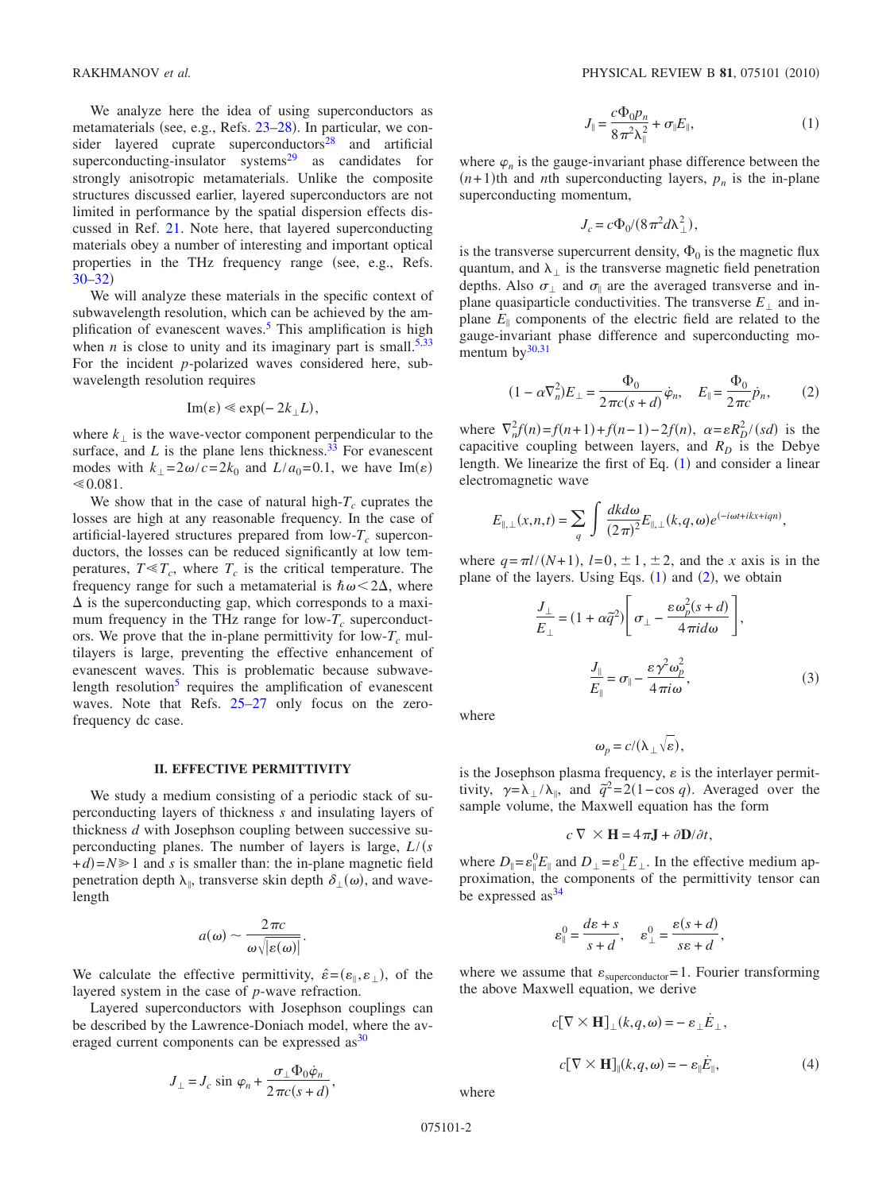We analyze here the idea of using superconductors as metamaterials (see, e.g., Refs. [23–28]). In particular, we consider layered cuprate superconductors[28] and artificial superconducting-insulator systems[29] as candidates for strongly anisotropic metamaterials. Unlike the composite structures discussed earlier, layered superconductors are not limited in performance by the spatial dispersion effects discussed in Ref. [21]. Note here, that layered superconducting materials obey a number of interesting and important optical properties in the THz frequency range (see, e.g., Refs. [30–32])

We will analyze these materials in the specific context of subwavelength resolution, which can be achieved by the amplification of evanescent waves.[5] This amplification is high when $n$ is close to unity and its imaginary part is small.[5,33] For the incident $p$-polarized waves considered here, subwavelength resolution requires

$$\mathrm{Im}(\varepsilon) \ll \exp(-2k_{\perp}L),$$

where $k_{\perp}$ is the wave-vector component perpendicular to the surface, and $L$ is the plane lens thickness.[33] For evanescent modes with $k_{\perp}=2\omega/c=2k_0$ and $L/a_0=0.1$, we have $\mathrm{Im}(\varepsilon) \ll 0.081$.

We show that in the case of natural high-$T_c$ cuprates the losses are high at any reasonable frequency. In the case of artificial-layered structures prepared from low-$T_c$ superconductors, the losses can be reduced significantly at low temperatures, $T \ll T_c$, where $T_c$ is the critical temperature. The frequency range for such a metamaterial is $\hbar\omega < 2\Delta$, where $\Delta$ is the superconducting gap, which corresponds to a maximum frequency in the THz range for low-$T_c$ superconductors. We prove that the in-plane permittivity for low-$T_c$ multilayers is large, preventing the effective enhancement of evanescent waves. This is problematic because subwavelength resolution[5] requires the amplification of evanescent waves. Note that Refs. [25–27] only focus on the zero-frequency dc case.

## II. EFFECTIVE PERMITTIVITY

We study a medium consisting of a periodic stack of superconducting layers of thickness $s$ and insulating layers of thickness $d$ with Josephson coupling between successive superconducting planes. The number of layers is large, $L/(s+d)=N \gg 1$ and $s$ is smaller than: the in-plane magnetic field penetration depth $\lambda_{\parallel}$, transverse skin depth $\delta_{\perp}(\omega)$, and wavelength

$$a(\omega) \sim \frac{2\pi c}{\omega\sqrt{|\varepsilon(\omega)|}}.$$

We calculate the effective permittivity, $\hat{\varepsilon}=(\varepsilon_{\parallel},\varepsilon_{\perp})$, of the layered system in the case of $p$-wave refraction.

Layered superconductors with Josephson couplings can be described by the Lawrence-Doniach model, where the averaged current components can be expressed as[30]

$$J_{\perp} = J_c \sin\varphi_n + \frac{\sigma_{\perp}\Phi_0\dot{\varphi}_n}{2\pi c(s+d)},$$

$$J_{\parallel} = \frac{c\Phi_0 p_n}{8\pi^2\lambda_{\parallel}^2} + \sigma_{\parallel}E_{\parallel}, \qquad (1)$$

where $\varphi_n$ is the gauge-invariant phase difference between the $(n+1)$th and $n$th superconducting layers, $p_n$ is the in-plane superconducting momentum,

$$J_c = c\Phi_0/(8\pi^2 d\lambda_{\perp}^2),$$

is the transverse supercurrent density, $\Phi_0$ is the magnetic flux quantum, and $\lambda_{\perp}$ is the transverse magnetic field penetration depths. Also $\sigma_{\perp}$ and $\sigma_{\parallel}$ are the averaged transverse and in-plane quasiparticle conductivities. The transverse $E_{\perp}$ and in-plane $E_{\parallel}$ components of the electric field are related to the gauge-invariant phase difference and superconducting momentum by[30,31]

$$(1-\alpha\nabla_n^2)E_{\perp} = \frac{\Phi_0}{2\pi c(s+d)}\dot{\varphi}_n, \quad E_{\parallel} = \frac{\Phi_0}{2\pi c}\dot{p}_n, \qquad (2)$$

where $\nabla_n^2 f(n)=f(n+1)+f(n-1)-2f(n)$, $\alpha=\varepsilon R_D^2/(sd)$ is the capacitive coupling between layers, and $R_D$ is the Debye length. We linearize the first of Eq. (1) and consider a linear electromagnetic wave

$$E_{\parallel,\perp}(x,n,t) = \sum_q \int \frac{dk\,d\omega}{(2\pi)^2} E_{\parallel,\perp}(k,q,\omega)e^{(-i\omega t+ikx+iqn)},$$

where $q=\pi l/(N+1)$, $l=0,\pm 1,\pm 2$, and the $x$ axis is in the plane of the layers. Using Eqs. (1) and (2), we obtain

$$\frac{J_{\perp}}{E_{\perp}} = (1+\alpha\tilde{q}^2)\left[\sigma_{\perp} - \frac{\varepsilon\omega_p^2(s+d)}{4\pi i d\omega}\right],$$

$$\frac{J_{\parallel}}{E_{\parallel}} = \sigma_{\parallel} - \frac{\varepsilon\gamma^2\omega_p^2}{4\pi i\omega}, \qquad (3)$$

where

$$\omega_p = c/(\lambda_{\perp}\sqrt{\varepsilon}),$$

is the Josephson plasma frequency, $\varepsilon$ is the interlayer permittivity, $\gamma=\lambda_{\perp}/\lambda_{\parallel}$, and $\tilde{q}^2=2(1-\cos q)$. Averaged over the sample volume, the Maxwell equation has the form

$$c\,\nabla\times\mathbf{H} = 4\pi\mathbf{J} + \partial\mathbf{D}/\partial t,$$

where $D_{\parallel}=\varepsilon_{\parallel}^0 E_{\parallel}$ and $D_{\perp}=\varepsilon_{\perp}^0 E_{\perp}$. In the effective medium approximation, the components of the permittivity tensor can be expressed as[34]

$$\varepsilon_{\parallel}^0 = \frac{d\varepsilon+s}{s+d}, \quad \varepsilon_{\perp}^0 = \frac{\varepsilon(s+d)}{s\varepsilon+d},$$

where we assume that $\varepsilon_{\mathrm{superconductor}}=1$. Fourier transforming the above Maxwell equation, we derive

$$c[\nabla\times\mathbf{H}]_{\perp}(k,q,\omega) = -\varepsilon_{\perp}\dot{E}_{\perp},$$

$$c[\nabla\times\mathbf{H}]_{\parallel}(k,q,\omega) = -\varepsilon_{\parallel}\dot{E}_{\parallel}, \qquad (4)$$

where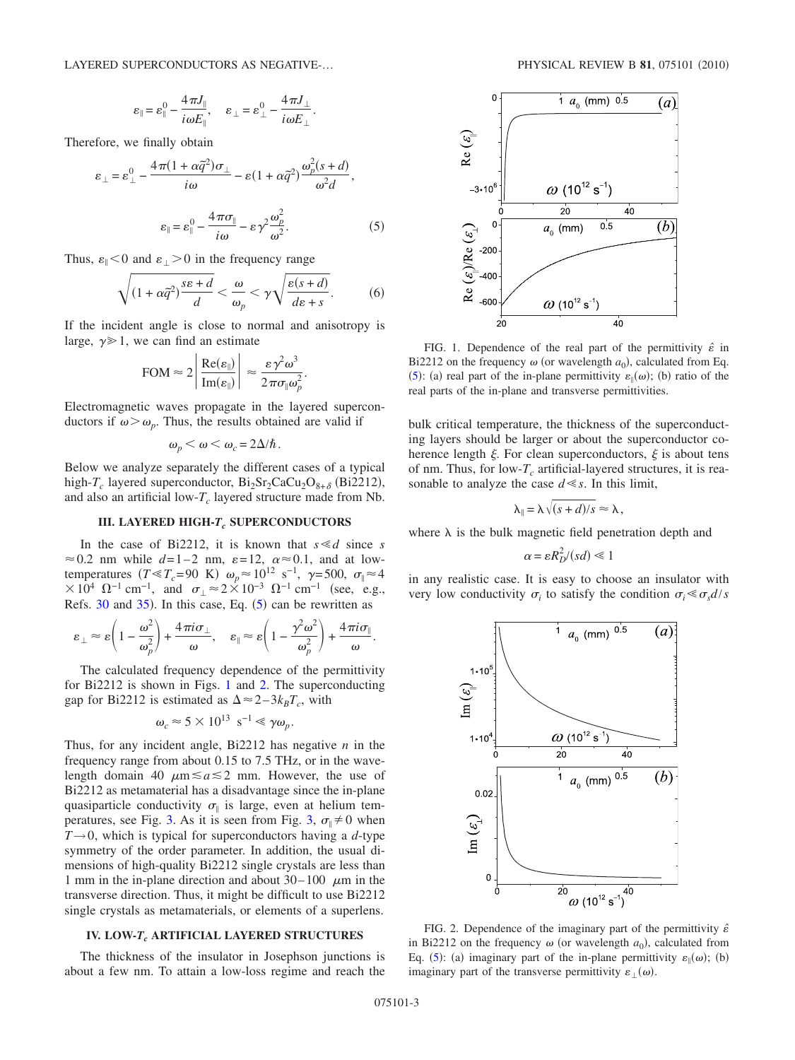$$\varepsilon_{\parallel} = \varepsilon_{\parallel}^{0} - \frac{4\pi J_{\parallel}}{i\omega E_{\parallel}}, \quad \varepsilon_{\perp} = \varepsilon_{\perp}^{0} - \frac{4\pi J_{\perp}}{i\omega E_{\perp}}.$$

Therefore, we finally obtain

$$\varepsilon_{\perp} = \varepsilon_{\perp}^{0} - \frac{4\pi(1+\alpha\tilde{q}^2)\sigma_{\perp}}{i\omega} - \varepsilon(1+\alpha\tilde{q}^2)\frac{\omega_p^2(s+d)}{\omega^2 d},$$

$$\varepsilon_{\parallel} = \varepsilon_{\parallel}^{0} - \frac{4\pi\sigma_{\parallel}}{i\omega} - \varepsilon\gamma^2\frac{\omega_p^2}{\omega^2}. \tag{5}$$

Thus, $\varepsilon_{\parallel} < 0$ and $\varepsilon_{\perp} > 0$ in the frequency range

$$\sqrt{(1+\alpha\tilde{q}^2)\frac{s\varepsilon+d}{d}} < \frac{\omega}{\omega_p} < \gamma\sqrt{\frac{\varepsilon(s+d)}{d\varepsilon+s}}. \tag{6}$$

If the incident angle is close to normal and anisotropy is large, $\gamma \gg 1$, we can find an estimate

$$\text{FOM} \approx 2\left|\frac{\text{Re}(\varepsilon_{\parallel})}{\text{Im}(\varepsilon_{\parallel})}\right| \approx \frac{\varepsilon\gamma^2\omega^3}{2\pi\sigma_{\parallel}\omega_p^2}.$$

Electromagnetic waves propagate in the layered superconductors if $\omega > \omega_p$. Thus, the results obtained are valid if

$$\omega_p < \omega < \omega_c = 2\Delta/\hbar.$$

Below we analyze separately the different cases of a typical high-$T_c$ layered superconductor, $Bi_2Sr_2CaCu_2O_{8+\delta}$ (Bi2212), and also an artificial low-$T_c$ layered structure made from Nb.

## III. LAYERED HIGH-$T_c$ SUPERCONDUCTORS

In the case of Bi2212, it is known that $s \ll d$ since $s \approx 0.2$ nm while $d = 1-2$ nm, $\varepsilon = 12$, $\alpha \approx 0.1$, and at low-temperatures ($T \ll T_c = 90$ K) $\omega_p \approx 10^{12}$ s$^{-1}$, $\gamma = 500$, $\sigma_{\parallel} \approx 4 \times 10^4$ $\Omega^{-1}$ cm$^{-1}$, and $\sigma_{\perp} \approx 2 \times 10^{-3}$ $\Omega^{-1}$ cm$^{-1}$ (see, e.g., Refs. 30 and 35). In this case, Eq. (5) can be rewritten as

$$\varepsilon_{\perp} \approx \varepsilon\left(1 - \frac{\omega^2}{\omega_p^2}\right) + \frac{4\pi i\sigma_{\perp}}{\omega}, \quad \varepsilon_{\parallel} \approx \varepsilon\left(1 - \frac{\gamma^2\omega^2}{\omega_p^2}\right) + \frac{4\pi i\sigma_{\parallel}}{\omega}.$$

The calculated frequency dependence of the permittivity for Bi2212 is shown in Figs. 1 and 2. The superconducting gap for Bi2212 is estimated as $\Delta \approx 2-3k_B T_c$, with

$$\omega_c \approx 5 \times 10^{13} \ \text{s}^{-1} \ll \gamma\omega_p.$$

Thus, for any incident angle, Bi2212 has negative $n$ in the frequency range from about 0.15 to 7.5 THz, or in the wavelength domain 40 $\mu$m $\lesssim a \lesssim 2$ mm. However, the use of Bi2212 as metamaterial has a disadvantage since the in-plane quasiparticle conductivity $\sigma_{\parallel}$ is large, even at helium temperatures, see Fig. 3. As it is seen from Fig. 3, $\sigma_{\parallel} \neq 0$ when $T \to 0$, which is typical for superconductors having a $d$-type symmetry of the order parameter. In addition, the usual dimensions of high-quality Bi2212 single crystals are less than 1 mm in the in-plane direction and about 30–100 $\mu$m in the transverse direction. Thus, it might be difficult to use Bi2212 single crystals as metamaterials, or elements of a superlens.

## IV. LOW-$T_c$ ARTIFICIAL LAYERED STRUCTURES

The thickness of the insulator in Josephson junctions is about a few nm. To attain a low-loss regime and reach the bulk critical temperature, the thickness of the superconducting layers should be larger or about the superconductor coherence length $\xi$. For clean superconductors, $\xi$ is about tens of nm. Thus, for low-$T_c$ artificial-layered structures, it is reasonable to analyze the case $d \ll s$. In this limit,

$$\lambda_{\parallel} = \lambda\sqrt{(s+d)/s} \approx \lambda,$$

where $\lambda$ is the bulk magnetic field penetration depth and

$$\alpha = \varepsilon R_D^2/(sd) \ll 1$$

in any realistic case. It is easy to choose an insulator with very low conductivity $\sigma_i$ to satisfy the condition $\sigma_i \ll \sigma_s d/s$

FIG. 1. Dependence of the real part of the permittivity $\hat{\varepsilon}$ in Bi2212 on the frequency $\omega$ (or wavelength $a_0$), calculated from Eq. (5): (a) real part of the in-plane permittivity $\varepsilon_{\parallel}(\omega)$; (b) ratio of the real parts of the in-plane and transverse permittivities.

FIG. 2. Dependence of the imaginary part of the permittivity $\hat{\varepsilon}$ in Bi2212 on the frequency $\omega$ (or wavelength $a_0$), calculated from Eq. (5): (a) imaginary part of the in-plane permittivity $\varepsilon_{\parallel}(\omega)$; (b) imaginary part of the transverse permittivity $\varepsilon_{\perp}(\omega)$.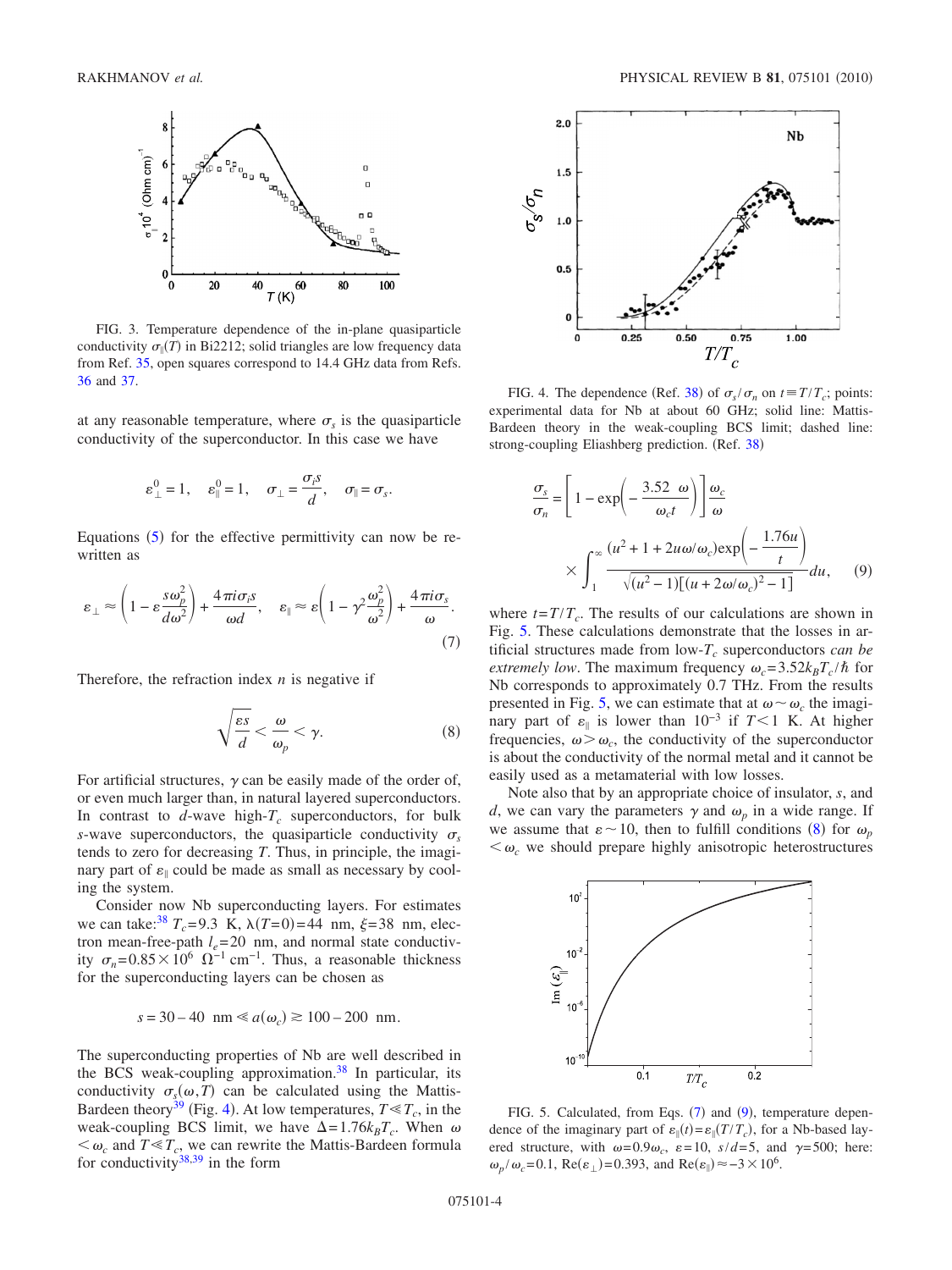FIG. 3. Temperature dependence of the in-plane quasiparticle conductivity $\sigma_{\parallel}(T)$ in Bi2212; solid triangles are low frequency data from Ref. 35, open squares correspond to 14.4 GHz data from Refs. 36 and 37.

at any reasonable temperature, where $\sigma_s$ is the quasiparticle conductivity of the superconductor. In this case we have

$$\varepsilon_{\perp}^{0}=1, \quad \varepsilon_{\parallel}^{0}=1, \quad \sigma_{\perp}=\frac{\sigma_i s}{d}, \quad \sigma_{\parallel}=\sigma_s.$$

Equations (5) for the effective permittivity can now be rewritten as

$$\varepsilon_{\perp}\approx\left(1-\varepsilon\frac{s\omega_p^2}{d\omega^2}\right)+\frac{4\pi i\sigma_i s}{\omega d}, \quad \varepsilon_{\parallel}\approx\varepsilon\left(1-\gamma^2\frac{\omega_p^2}{\omega^2}\right)+\frac{4\pi i\sigma_s}{\omega}. \tag{7}$$

Therefore, the refraction index $n$ is negative if

$$\sqrt{\frac{\varepsilon s}{d}}<\frac{\omega}{\omega_p}<\gamma. \tag{8}$$

For artificial structures, $\gamma$ can be easily made of the order of, or even much larger than, in natural layered superconductors. In contrast to $d$-wave high-$T_c$ superconductors, for bulk $s$-wave superconductors, the quasiparticle conductivity $\sigma_s$ tends to zero for decreasing $T$. Thus, in principle, the imaginary part of $\varepsilon_{\parallel}$ could be made as small as necessary by cooling the system.

Consider now Nb superconducting layers. For estimates we can take:[38] $T_c=9.3$ K, $\lambda(T=0)=44$ nm, $\xi=38$ nm, electron mean-free-path $l_e=20$ nm, and normal state conductivity $\sigma_n=0.85\times10^6$ $\Omega^{-1}$ cm$^{-1}$. Thus, a reasonable thickness for the superconducting layers can be chosen as

$$s=30-40 \text{ nm} \ll a(\omega_c)\gtrsim 100-200 \text{ nm}.$$

The superconducting properties of Nb are well described in the BCS weak-coupling approximation.[38] In particular, its conductivity $\sigma_s(\omega,T)$ can be calculated using the Mattis-Bardeen theory[39] (Fig. 4). At low temperatures, $T\ll T_c$, in the weak-coupling BCS limit, we have $\Delta=1.76k_BT_c$. When $\omega<\omega_c$ and $T\ll T_c$, we can rewrite the Mattis-Bardeen formula for conductivity[38,39] in the form

FIG. 4. The dependence (Ref. 38) of $\sigma_s/\sigma_n$ on $t\equiv T/T_c$; points: experimental data for Nb at about 60 GHz; solid line: Mattis-Bardeen theory in the weak-coupling BCS limit; dashed line: strong-coupling Eliashberg prediction. (Ref. 38)

$$\frac{\sigma_s}{\sigma_n}=\left[1-\exp\left(-\frac{3.52}{\omega_c t}\frac{\omega}{}\right)\right]\frac{\omega_c}{\omega}\times\int_1^{\infty}\frac{(u^2+1+2u\omega/\omega_c)\exp\left(-\frac{1.76u}{t}\right)}{\sqrt{(u^2-1)[(u+2\omega/\omega_c)^2-1]}}du, \tag{9}$$

where $t=T/T_c$. The results of our calculations are shown in Fig. 5. These calculations demonstrate that the losses in artificial structures made from low-$T_c$ superconductors *can be extremely low*. The maximum frequency $\omega_c=3.52k_BT_c/\hbar$ for Nb corresponds to approximately 0.7 THz. From the results presented in Fig. 5, we can estimate that at $\omega\sim\omega_c$ the imaginary part of $\varepsilon_{\parallel}$ is lower than $10^{-3}$ if $T<1$ K. At higher frequencies, $\omega>\omega_c$, the conductivity of the superconductor is about the conductivity of the normal metal and it cannot be easily used as a metamaterial with low losses.

Note also that by an appropriate choice of insulator, $s$, and $d$, we can vary the parameters $\gamma$ and $\omega_p$ in a wide range. If we assume that $\varepsilon\sim10$, then to fulfill conditions (8) for $\omega_p<\omega_c$ we should prepare highly anisotropic heterostructures

FIG. 5. Calculated, from Eqs. (7) and (9), temperature dependence of the imaginary part of $\varepsilon_{\parallel}(t)=\varepsilon_{\parallel}(T/T_c)$, for a Nb-based layered structure, with $\omega=0.9\omega_c$, $\varepsilon=10$, $s/d=5$, and $\gamma=500$; here: $\omega_p/\omega_c=0.1$, $\text{Re}(\varepsilon_{\perp})=0.393$, and $\text{Re}(\varepsilon_{\parallel})\approx-3\times10^6$.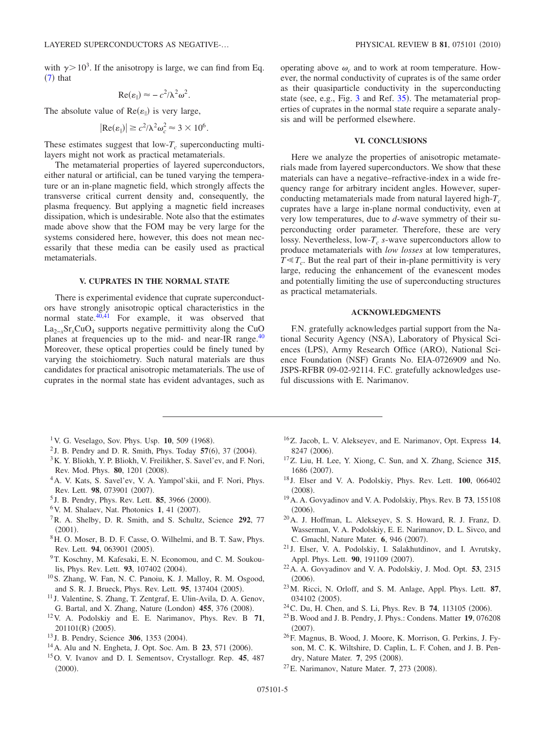with $\gamma > 10^3$. If the anisotropy is large, we can find from Eq. (7) that

$$\mathrm{Re}(\varepsilon_{\parallel}) \approx -c^2/\lambda^2\omega^2.$$

The absolute value of $\mathrm{Re}(\varepsilon_{\parallel})$ is very large,

$$|\mathrm{Re}(\varepsilon_{\parallel})| \geq c^2/\lambda^2\omega_c^2 \approx 3 \times 10^6.$$

These estimates suggest that low-$T_c$ superconducting multilayers might not work as practical metamaterials.

The metamaterial properties of layered superconductors, either natural or artificial, can be tuned varying the temperature or an in-plane magnetic field, which strongly affects the transverse critical current density and, consequently, the plasma frequency. But applying a magnetic field increases dissipation, which is undesirable. Note also that the estimates made above show that the FOM may be very large for the systems considered here, however, this does not mean necessarily that these media can be easily used as practical metamaterials.

## V. CUPRATES IN THE NORMAL STATE

There is experimental evidence that cuprate superconductors have strongly anisotropic optical characteristics in the normal state.[40,41] For example, it was observed that $La_{2-x}Sr_xCuO_4$ supports negative permittivity along the CuO planes at frequencies up to the mid- and near-IR range.[40] Moreover, these optical properties could be finely tuned by varying the stoichiometry. Such natural materials are thus candidates for practical anisotropic metamaterials. The use of cuprates in the normal state has evident advantages, such as operating above $\omega_c$ and to work at room temperature. However, the normal conductivity of cuprates is of the same order as their quasiparticle conductivity in the superconducting state (see, e.g., Fig. 3 and Ref. 35). The metamaterial properties of cuprates in the normal state require a separate analysis and will be performed elsewhere.

## VI. CONCLUSIONS

Here we analyze the properties of anisotropic metamaterials made from layered superconductors. We show that these materials can have a negative–refractive-index in a wide frequency range for arbitrary incident angles. However, superconducting metamaterials made from natural layered high-$T_c$ cuprates have a large in-plane normal conductivity, even at very low temperatures, due to $d$-wave symmetry of their superconducting order parameter. Therefore, these are very lossy. Nevertheless, low-$T_c$ $s$-wave superconductors allow to produce metamaterials with *low losses* at low temperatures, $T \ll T_c$. But the real part of their in-plane permittivity is very large, reducing the enhancement of the evanescent modes and potentially limiting the use of superconducting structures as practical metamaterials.

## ACKNOWLEDGMENTS

F.N. gratefully acknowledges partial support from the National Security Agency (NSA), Laboratory of Physical Sciences (LPS), Army Research Office (ARO), National Science Foundation (NSF) Grants No. EIA-0726909 and No. JSPS-RFBR 09-02-92114. F.C. gratefully acknowledges useful discussions with E. Narimanov.

---

[1] V. G. Veselago, Sov. Phys. Usp. **10**, 509 (1968).
[2] J. B. Pendry and D. R. Smith, Phys. Today **57**(6), 37 (2004).
[3] K. Y. Bliokh, Y. P. Bliokh, V. Freilikher, S. Savel'ev, and F. Nori, Rev. Mod. Phys. **80**, 1201 (2008).
[4] A. V. Kats, S. Savel'ev, V. A. Yampol'skii, and F. Nori, Phys. Rev. Lett. **98**, 073901 (2007).
[5] J. B. Pendry, Phys. Rev. Lett. **85**, 3966 (2000).
[6] V. M. Shalaev, Nat. Photonics **1**, 41 (2007).
[7] R. A. Shelby, D. R. Smith, and S. Schultz, Science **292**, 77 (2001).
[8] H. O. Moser, B. D. F. Casse, O. Wilhelmi, and B. T. Saw, Phys. Rev. Lett. **94**, 063901 (2005).
[9] T. Koschny, M. Kafesaki, E. N. Economou, and C. M. Soukoulis, Phys. Rev. Lett. **93**, 107402 (2004).
[10] S. Zhang, W. Fan, N. C. Panoiu, K. J. Malloy, R. M. Osgood, and S. R. J. Brueck, Phys. Rev. Lett. **95**, 137404 (2005).
[11] J. Valentine, S. Zhang, T. Zentgraf, E. Ulin-Avila, D. A. Genov, G. Bartal, and X. Zhang, Nature (London) **455**, 376 (2008).
[12] V. A. Podolskiy and E. E. Narimanov, Phys. Rev. B **71**, 201101(R) (2005).
[13] J. B. Pendry, Science **306**, 1353 (2004).
[14] A. Alu and N. Engheta, J. Opt. Soc. Am. B **23**, 571 (2006).
[15] O. V. Ivanov and D. I. Sementsov, Crystallogr. Rep. **45**, 487 (2000).
[16] Z. Jacob, L. V. Alekseyev, and E. Narimanov, Opt. Express **14**, 8247 (2006).
[17] Z. Liu, H. Lee, Y. Xiong, C. Sun, and X. Zhang, Science **315**, 1686 (2007).
[18] J. Elser and V. A. Podolskiy, Phys. Rev. Lett. **100**, 066402 (2008).
[19] A. A. Govyadinov and V. A. Podolskiy, Phys. Rev. B **73**, 155108 (2006).
[20] A. J. Hoffman, L. Alekseyev, S. S. Howard, R. J. Franz, D. Wasserman, V. A. Podolskiy, E. E. Narimanov, D. L. Sivco, and C. Gmachl, Nature Mater. **6**, 946 (2007).
[21] J. Elser, V. A. Podolskiy, I. Salakhutdinov, and I. Avrutsky, Appl. Phys. Lett. **90**, 191109 (2007).
[22] A. A. Govyadinov and V. A. Podolskiy, J. Mod. Opt. **53**, 2315 (2006).
[23] M. Ricci, N. Orloff, and S. M. Anlage, Appl. Phys. Lett. **87**, 034102 (2005).
[24] C. Du, H. Chen, and S. Li, Phys. Rev. B **74**, 113105 (2006).
[25] B. Wood and J. B. Pendry, J. Phys.: Condens. Matter **19**, 076208 (2007).
[26] F. Magnus, B. Wood, J. Moore, K. Morrison, G. Perkins, J. Fyson, M. C. K. Wiltshire, D. Caplin, L. F. Cohen, and J. B. Pendry, Nature Mater. **7**, 295 (2008).
[27] E. Narimanov, Nature Mater. **7**, 273 (2008).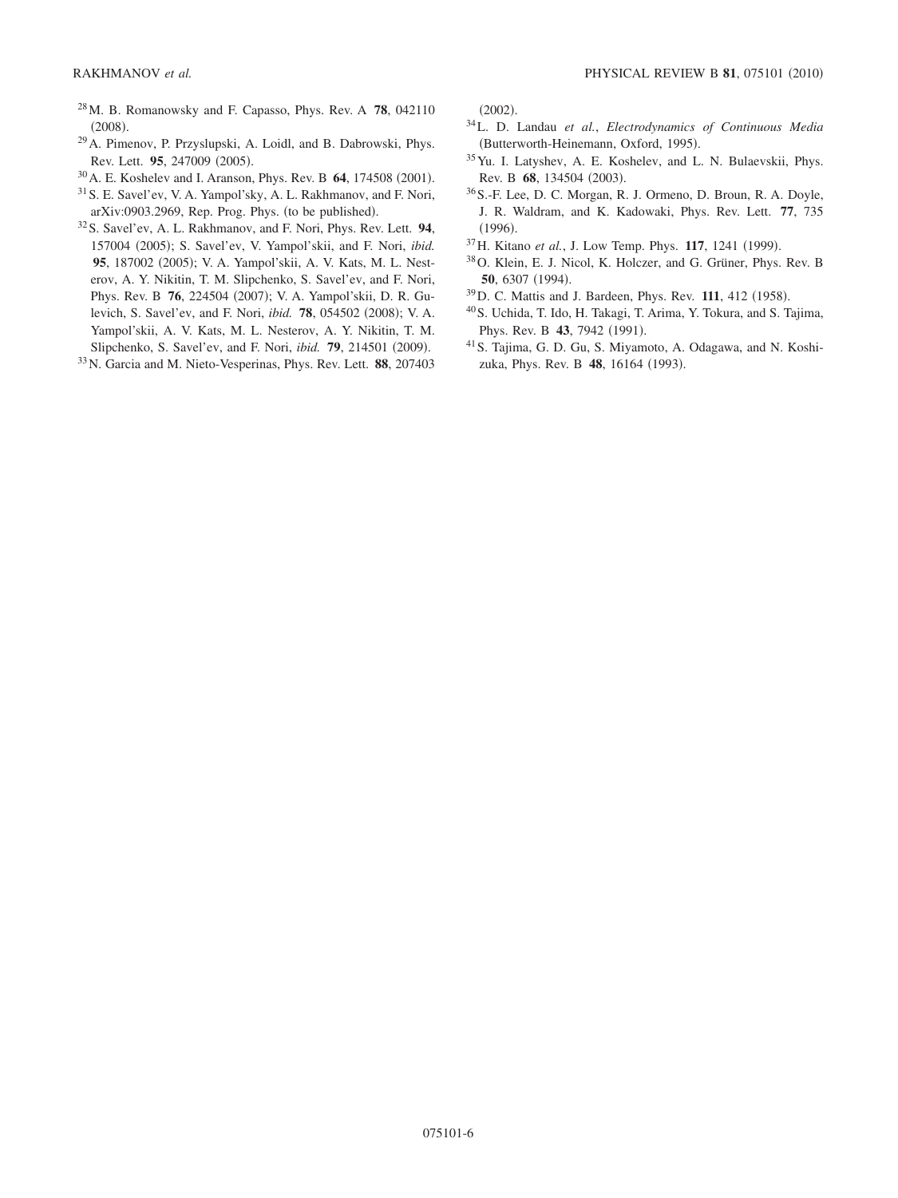[28] M. B. Romanowsky and F. Capasso, Phys. Rev. A **78**, 042110 (2008).

[29] A. Pimenov, P. Przyslupski, A. Loidl, and B. Dabrowski, Phys. Rev. Lett. **95**, 247009 (2005).

[30] A. E. Koshelev and I. Aranson, Phys. Rev. B **64**, 174508 (2001).

[31] S. E. Savel'ev, V. A. Yampol'sky, A. L. Rakhmanov, and F. Nori, arXiv:0903.2969, Rep. Prog. Phys. (to be published).

[32] S. Savel'ev, A. L. Rakhmanov, and F. Nori, Phys. Rev. Lett. **94**, 157004 (2005); S. Savel'ev, V. Yampol'skii, and F. Nori, *ibid.* **95**, 187002 (2005); V. A. Yampol'skii, A. V. Kats, M. L. Nesterov, A. Y. Nikitin, T. M. Slipchenko, S. Savel'ev, and F. Nori, Phys. Rev. B **76**, 224504 (2007); V. A. Yampol'skii, D. R. Gulevich, S. Savel'ev, and F. Nori, *ibid.* **78**, 054502 (2008); V. A. Yampol'skii, A. V. Kats, M. L. Nesterov, A. Y. Nikitin, T. M. Slipchenko, S. Savel'ev, and F. Nori, *ibid.* **79**, 214501 (2009).

[33] N. Garcia and M. Nieto-Vesperinas, Phys. Rev. Lett. **88**, 207403 (2002).

[34] L. D. Landau *et al.*, *Electrodynamics of Continuous Media* (Butterworth-Heinemann, Oxford, 1995).

[35] Yu. I. Latyshev, A. E. Koshelev, and L. N. Bulaevskii, Phys. Rev. B **68**, 134504 (2003).

[36] S.-F. Lee, D. C. Morgan, R. J. Ormeno, D. Broun, R. A. Doyle, J. R. Waldram, and K. Kadowaki, Phys. Rev. Lett. **77**, 735 (1996).

[37] H. Kitano *et al.*, J. Low Temp. Phys. **117**, 1241 (1999).

[38] O. Klein, E. J. Nicol, K. Holczer, and G. Grüner, Phys. Rev. B **50**, 6307 (1994).

[39] D. C. Mattis and J. Bardeen, Phys. Rev. **111**, 412 (1958).

[40] S. Uchida, T. Ido, H. Takagi, T. Arima, Y. Tokura, and S. Tajima, Phys. Rev. B **43**, 7942 (1991).

[41] S. Tajima, G. D. Gu, S. Miyamoto, A. Odagawa, and N. Koshizuka, Phys. Rev. B **48**, 16164 (1993).